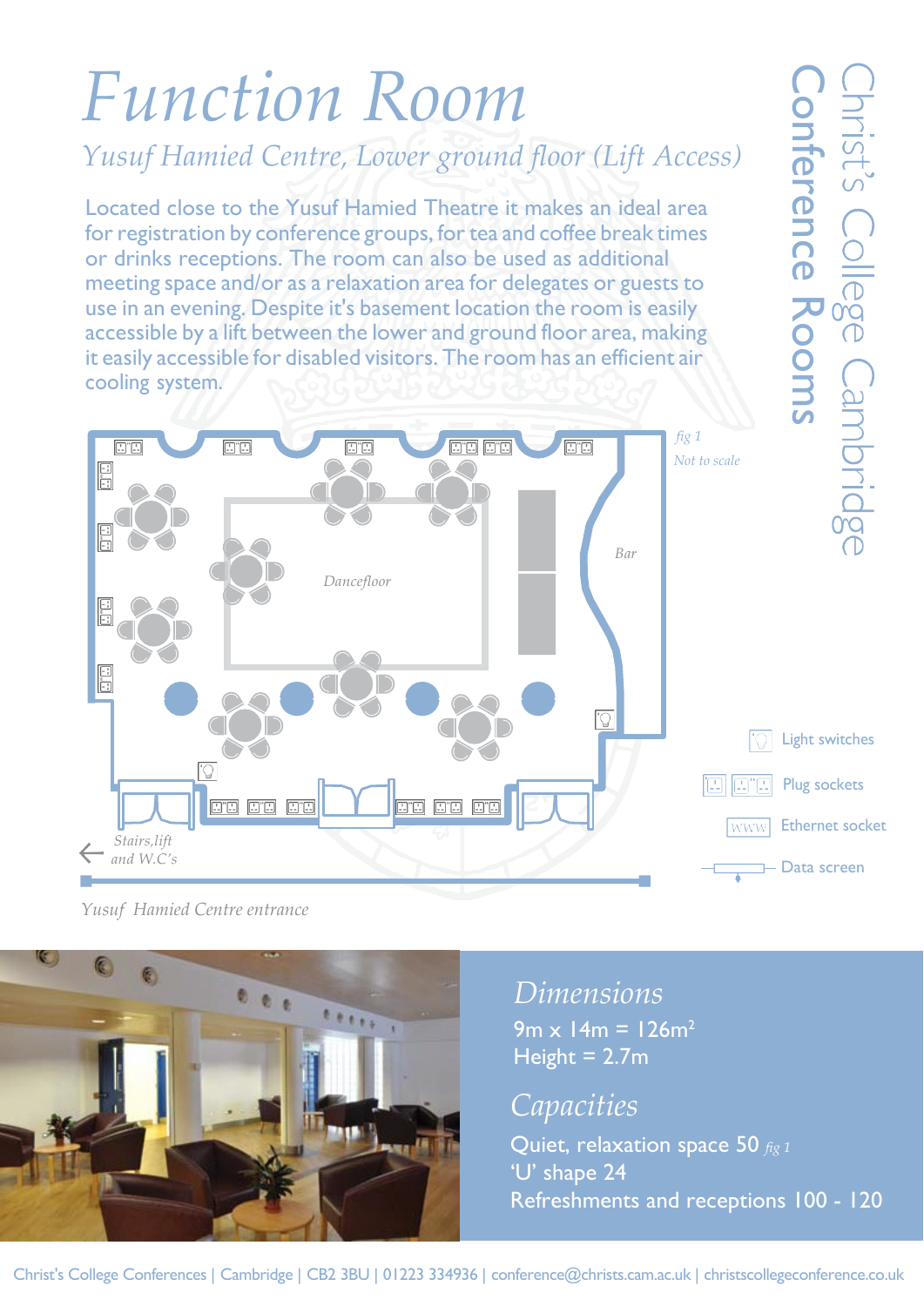# Function Room

*Yusuf Hamied Centre, Lower ground floor (Lift Access)*

Christ's College Cambridge
Conference Rooms

Located close to the Yusuf Hamied Theatre it makes an ideal area for registration by conference groups, for tea and coffee break times or drinks receptions. The room can also be used as additional meeting space and/or as a relaxation area for delegates or guests to use in an evening. Despite it's basement location the room is easily accessible by a lift between the lower and ground floor area, making it easily accessible for disabled visitors. The room has an efficient air cooling system.

*fig 1*

*Not to scale*

*Dancefloor*

*Bar*

*Stairs, lift and W.C's*

*Yusuf Hamied Centre entrance*

Light switches

Plug sockets

Ethernet socket

Data screen

## *Dimensions*

9m x 14m = 126m²

Height = 2.7m

## *Capacities*

Quiet, relaxation space 50 *fig 1*

'U' shape 24

Refreshments and receptions 100 - 120

Christ's College Conferences | Cambridge | CB2 3BU | 01223 334936 | conference@christs.cam.ac.uk | christscollegeconference.co.uk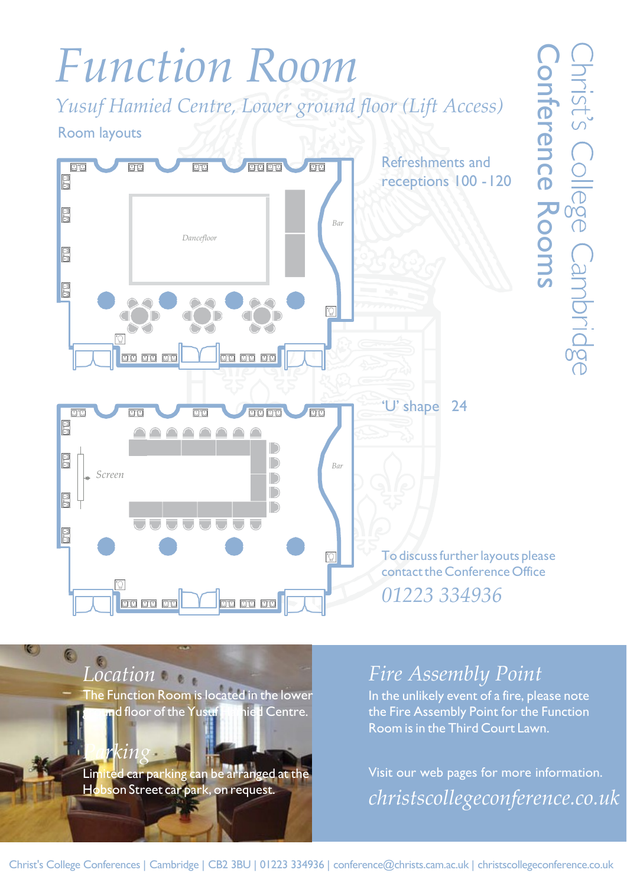# Function Room

*Yusuf Hamied Centre, Lower ground floor (Lift Access)*

Room layouts

Christ's College Cambridge
Conference Rooms

Dancefloor

Bar

Refreshments and receptions 100 - 120

Screen

Bar

'U' shape 24

To discuss further layouts please contact the Conference Office

*01223 334936*

## *Location*

The Function Room is located in the lower ground floor of the Yusuf Hamied Centre.

## *Parking*

Limited car parking can be arranged at the Hobson Street car park, on request.

## *Fire Assembly Point*

In the unlikely event of a fire, please note the Fire Assembly Point for the Function Room is in the Third Court Lawn.

Visit our web pages for more information.

*christscollegeconference.co.uk*

Christ's College Conferences | Cambridge | CB2 3BU | 01223 334936 | conference@christs.cam.ac.uk | christscollegeconference.co.uk